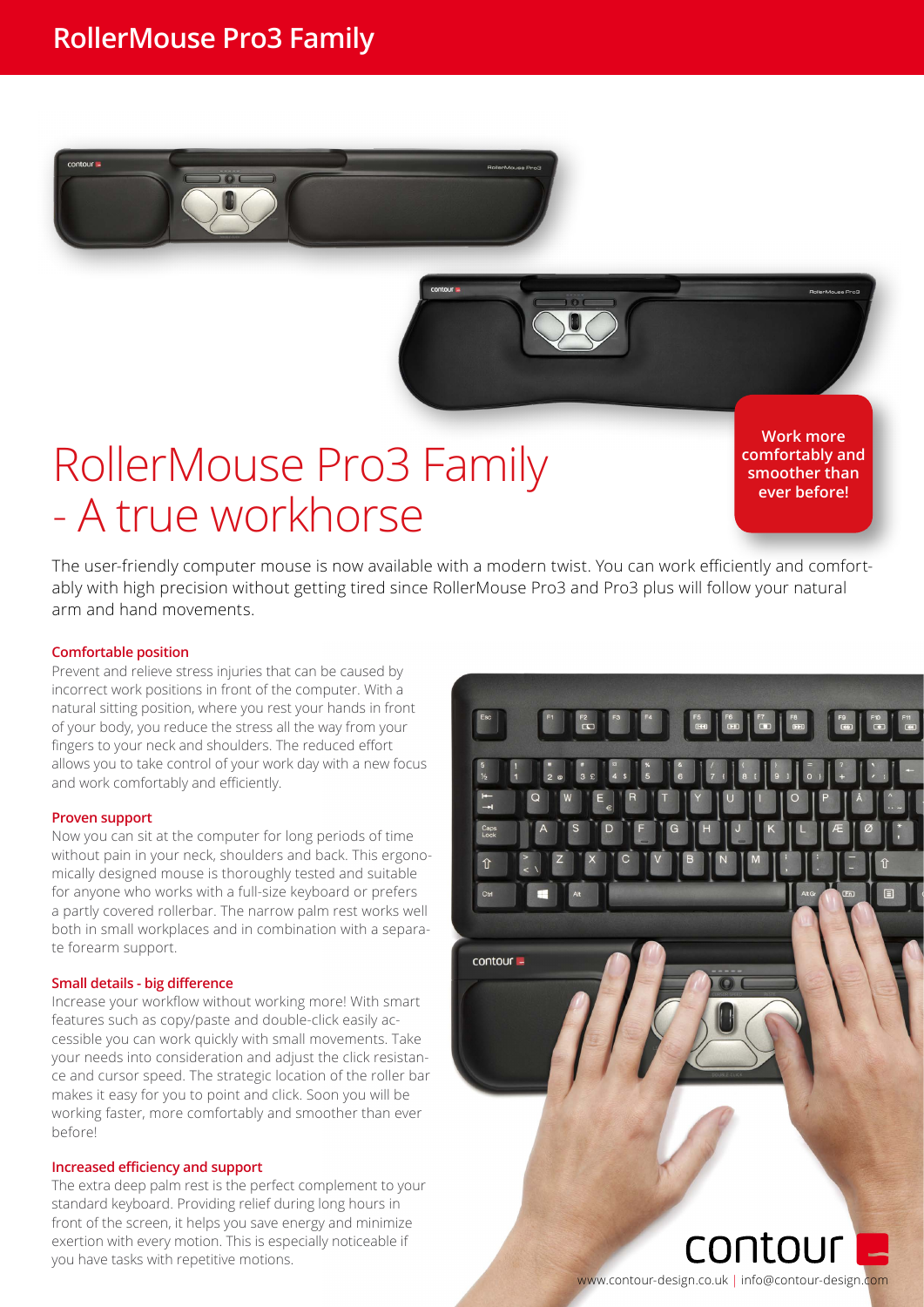# RollerMouse Pro3 Family

## RollerMouse Pro3 Family - A true workhorse

**Work more comfortably and smoother than ever before!**

The user-friendly computer mouse is now available with a modern twist. You can work efficiently and comfortably with high precision without getting tired since RollerMouse Pro3 and Pro3 plus will follow your natural arm and hand movements.

### Comfortable position

Prevent and relieve stress injuries that can be caused by incorrect work positions in front of the computer. With a natural sitting position, where you rest your hands in front of your body, you reduce the stress all the way from your fingers to your neck and shoulders. The reduced effort allows you to take control of your work day with a new focus and work comfortably and efficiently.

### Proven support

Now you can sit at the computer for long periods of time without pain in your neck, shoulders and back. This ergonomically designed mouse is thoroughly tested and suitable for anyone who works with a full-size keyboard or prefers a partly covered rollerbar. The narrow palm rest works well both in small workplaces and in combination with a separate forearm support.

### Small details - big difference

Increase your workflow without working more! With smart features such as copy/paste and double-click easily accessible you can work quickly with small movements. Take your needs into consideration and adjust the click resistance and cursor speed. The strategic location of the roller bar makes it easy for you to point and click. Soon you will be working faster, more comfortably and smoother than ever before!

### Increased efficiency and support

The extra deep palm rest is the perfect complement to your standard keyboard. Providing relief during long hours in front of the screen, it helps you save energy and minimize exertion with every motion. This is especially noticeable if you have tasks with repetitive motions.

contour

www.contour-design.co.uk | info@contour-design.com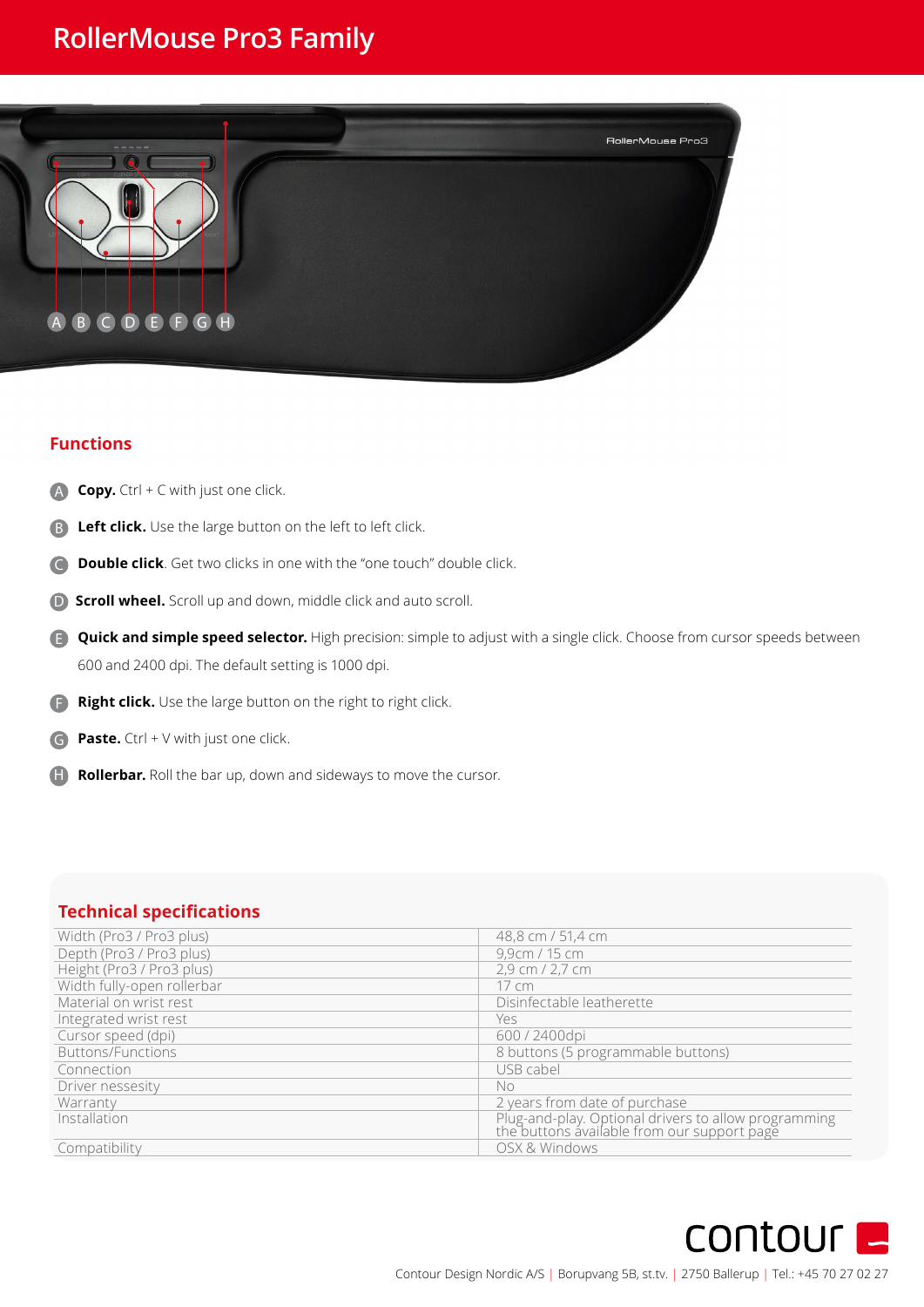# RollerMouse Pro3 Family

## Functions

- **A** **Copy.** Ctrl + C with just one click.
- **B** **Left click.** Use the large button on the left to left click.
- **C** **Double click**. Get two clicks in one with the "one touch" double click.
- **D** **Scroll wheel.** Scroll up and down, middle click and auto scroll.
- **E** **Quick and simple speed selector.** High precision: simple to adjust with a single click. Choose from cursor speeds between 600 and 2400 dpi. The default setting is 1000 dpi.
- **F** **Right click.** Use the large button on the right to right click.
- **G** **Paste.** Ctrl + V with just one click.
- **H** **Rollerbar.** Roll the bar up, down and sideways to move the cursor.

## Technical specifications

| | |
|---|---|
| Width (Pro3 / Pro3 plus) | 48,8 cm / 51,4 cm |
| Depth (Pro3 / Pro3 plus) | 9,9cm / 15 cm |
| Height (Pro3 / Pro3 plus) | 2,9 cm / 2,7 cm |
| Width fully-open rollerbar | 17 cm |
| Material on wrist rest | Disinfectable leatherette |
| Integrated wrist rest | Yes |
| Cursor speed (dpi) | 600 / 2400dpi |
| Buttons/Functions | 8 buttons (5 programmable buttons) |
| Connection | USB cabel |
| Driver nessesity | No |
| Warranty | 2 years from date of purchase |
| Installation | Plug-and-play. Optional drivers to allow programming the buttons available from our support page |
| Compatibility | OSX & Windows |

contour

Contour Design Nordic A/S | Borupvang 5B, st.tv. | 2750 Ballerup | Tel.: +45 70 27 02 27